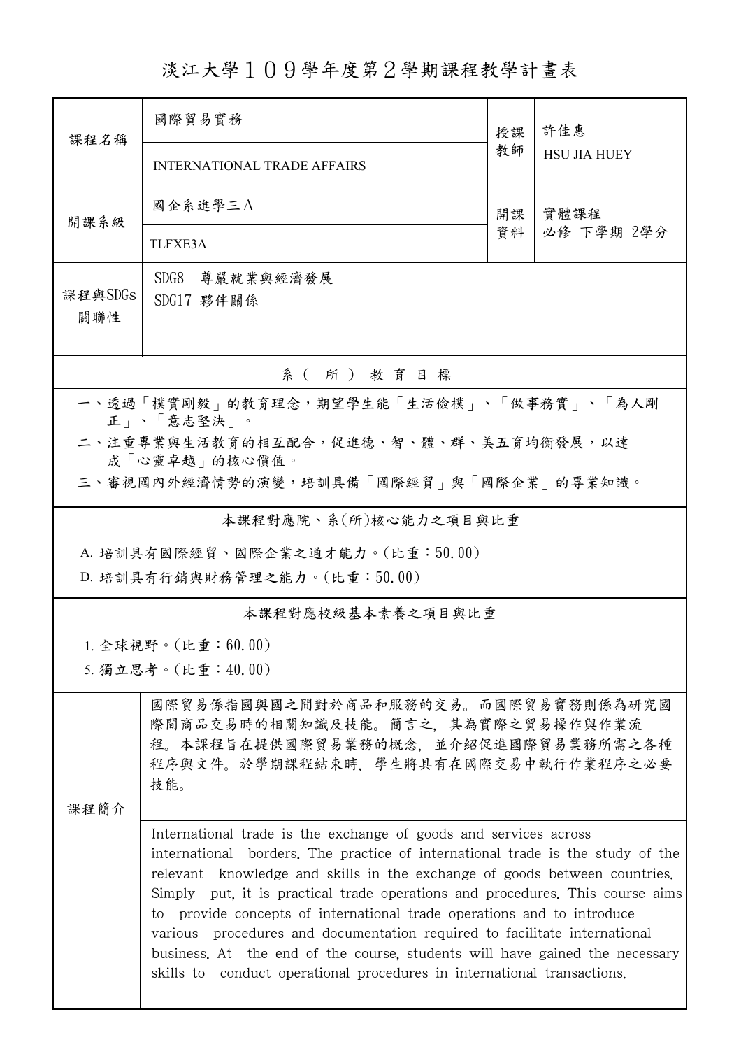# 淡江大學１０９學年度第２學期課程教學計畫表

| 課程名稱 | 國際貿易實務<br>INTERNATIONAL TRADE AFFAIRS | 授課教師 | 許佳惠<br>HSU JIA HUEY |
|---|---|---|---|
| 開課系級 | 國企系進學三Ａ<br>TLFXE3A | 開課資料 | 實體課程<br>必修 下學期 2學分 |
| 課程與SDGs關聯性 | SDG8 尊嚴就業與經濟發展<br>SDG17 夥伴關係 | | |

## 系（所）教育目標

一、透過「樸實剛毅」的教育理念，期望學生能「生活儉樸」、「做事務實」、「為人剛正」、「意志堅決」。

二、注重專業與生活教育的相互配合，促進德、智、體、群、美五育均衡發展，以達成「心靈卓越」的核心價值。

三、審視國內外經濟情勢的演變，培訓具備「國際經貿」與「國際企業」的專業知識。

## 本課程對應院、系(所)核心能力之項目與比重

A. 培訓具有國際經貿、國際企業之通才能力。(比重：50.00)

D. 培訓具有行銷與財務管理之能力。(比重：50.00)

## 本課程對應校級基本素養之項目與比重

1. 全球視野。(比重：60.00)

5. 獨立思考。(比重：40.00)

## 課程簡介

國際貿易係指國與國之間對於商品和服務的交易。而國際貿易實務則係為研究國際間商品交易時的相關知識及技能。簡言之，其為實際之貿易操作與作業流程。本課程旨在提供國際貿易業務的概念，並介紹促進國際貿易業務所需之各種程序與文件。於學期課程結束時，學生將具有在國際交易中執行作業程序之必要技能。

International trade is the exchange of goods and services across international borders. The practice of international trade is the study of the relevant knowledge and skills in the exchange of goods between countries. Simply put, it is practical trade operations and procedures. This course aims to provide concepts of international trade operations and to introduce various procedures and documentation required to facilitate international business. At the end of the course, students will have gained the necessary skills to conduct operational procedures in international transactions.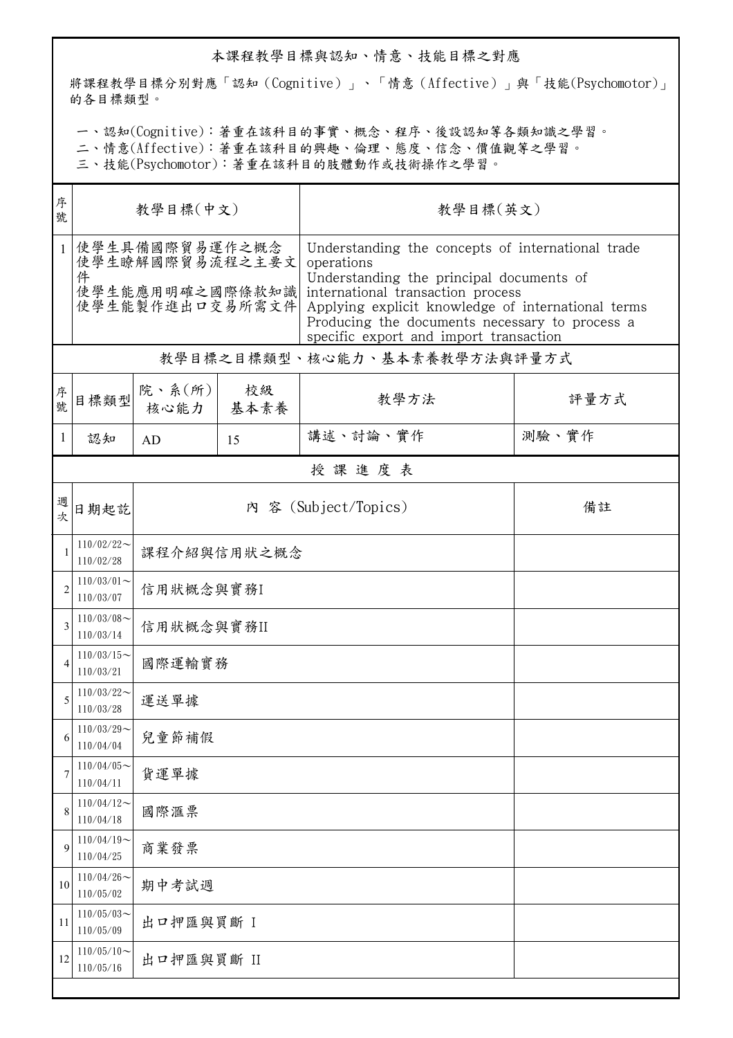## 本課程教學目標與認知、情意、技能目標之對應

將課程教學目標分別對應「認知（Cognitive）」、「情意（Affective）」與「技能(Psychomotor)」的各目標類型。

一、認知(Cognitive)：著重在該科目的事實、概念、程序、後設認知等各類知識之學習。
二、情意(Affective)：著重在該科目的興趣、倫理、態度、信念、價值觀等之學習。
三、技能(Psychomotor)：著重在該科目的肢體動作或技術操作之學習。

| 序號 | 教學目標(中文) | 教學目標(英文) |
|---|---|---|
| 1 | 使學生具備國際貿易運作之概念<br>使學生瞭解國際貿易流程之主要文件<br>使學生能應用明確之國際條款知識<br>使學生能製作進出口交易所需文件 | Understanding the concepts of international trade operations<br>Understanding the principal documents of international transaction process<br>Applying explicit knowledge of international terms<br>Producing the documents necessary to process a specific export and import transaction |

## 教學目標之目標類型、核心能力、基本素養教學方法與評量方式

| 序號 | 目標類型 | 院、系(所)核心能力 | 校級基本素養 | 教學方法 | 評量方式 |
|---|---|---|---|---|---|
| 1 | 認知 | AD | 15 | 講述、討論、實作 | 測驗、實作 |

## 授 課 進 度 表

| 週次 | 日期起訖 | 內 容 (Subject/Topics) | 備註 |
|---|---|---|---|
| 1 | 110/02/22～110/02/28 | 課程介紹與信用狀之概念 | |
| 2 | 110/03/01～110/03/07 | 信用狀概念與實務I | |
| 3 | 110/03/08～110/03/14 | 信用狀概念與實務II | |
| 4 | 110/03/15～110/03/21 | 國際運輸實務 | |
| 5 | 110/03/22～110/03/28 | 運送單據 | |
| 6 | 110/03/29～110/04/04 | 兒童節補假 | |
| 7 | 110/04/05～110/04/11 | 貨運單據 | |
| 8 | 110/04/12～110/04/18 | 國際滙票 | |
| 9 | 110/04/19～110/04/25 | 商業發票 | |
| 10 | 110/04/26～110/05/02 | 期中考試週 | |
| 11 | 110/05/03～110/05/09 | 出口押匯與買斷 I | |
| 12 | 110/05/10～110/05/16 | 出口押匯與買斷 II | |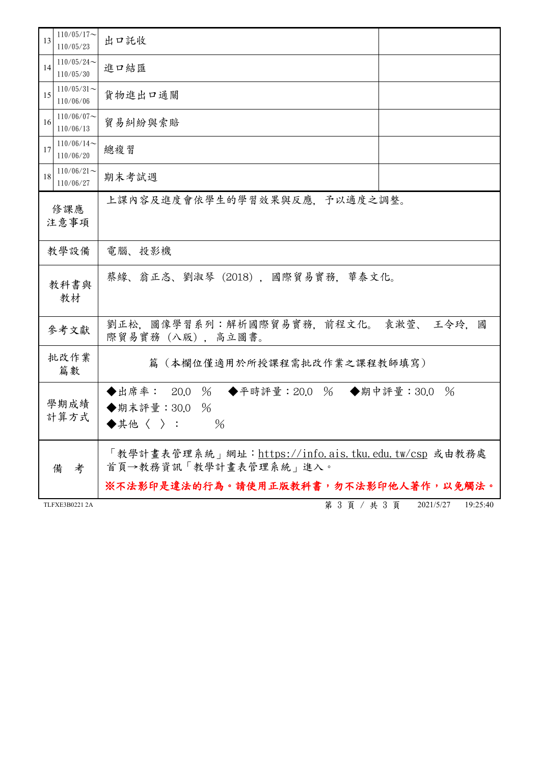| | | | |
|---|---|---|---|
| 13 | 110/05/17～<br>110/05/23 | 出口託收 | |
| 14 | 110/05/24～<br>110/05/30 | 進口結匯 | |
| 15 | 110/05/31～<br>110/06/06 | 貨物進出口通關 | |
| 16 | 110/06/07～<br>110/06/13 | 貿易糾紛與索賠 | |
| 17 | 110/06/14～<br>110/06/20 | 總複習 | |
| 18 | 110/06/21～<br>110/06/27 | 期末考試週 | |

| | |
|---|---|
| 修課應<br>注意事項 | 上課內容及進度會依學生的學習效果與反應，予以適度之調整。 |
| 教學設備 | 電腦、投影機 |
| 教科書與<br>教材 | 蔡緣、翁正忞、劉淑琴（2018），國際貿易實務，華泰文化。 |
| 參考文獻 | 劉正松，圖像學習系列：解析國際貿易實務，前程文化。 袁淑萱、 王令玲，國際貿易實務（八版），高立圖書。 |
| 批改作業<br>篇數 | 篇（本欄位僅適用於所授課程需批改作業之課程教師填寫） |
| 學期成績<br>計算方式 | ◆出席率： 20.0 ％ ◆平時評量：20.0 ％ ◆期中評量：30.0 ％<br>◆期末評量：30.0 ％<br>◆其他〈 〉： ％ |
| 備　考 | 「教學計畫表管理系統」網址：https://info.ais.tku.edu.tw/csp 或由教務處首頁→教務資訊「教學計畫表管理系統」進入。<br>**※不法影印是違法的行為。請使用正版教科書，勿不法影印他人著作，以免觸法。** |

TLFXE3B0221 2A　　2021/5/27　19:25:40